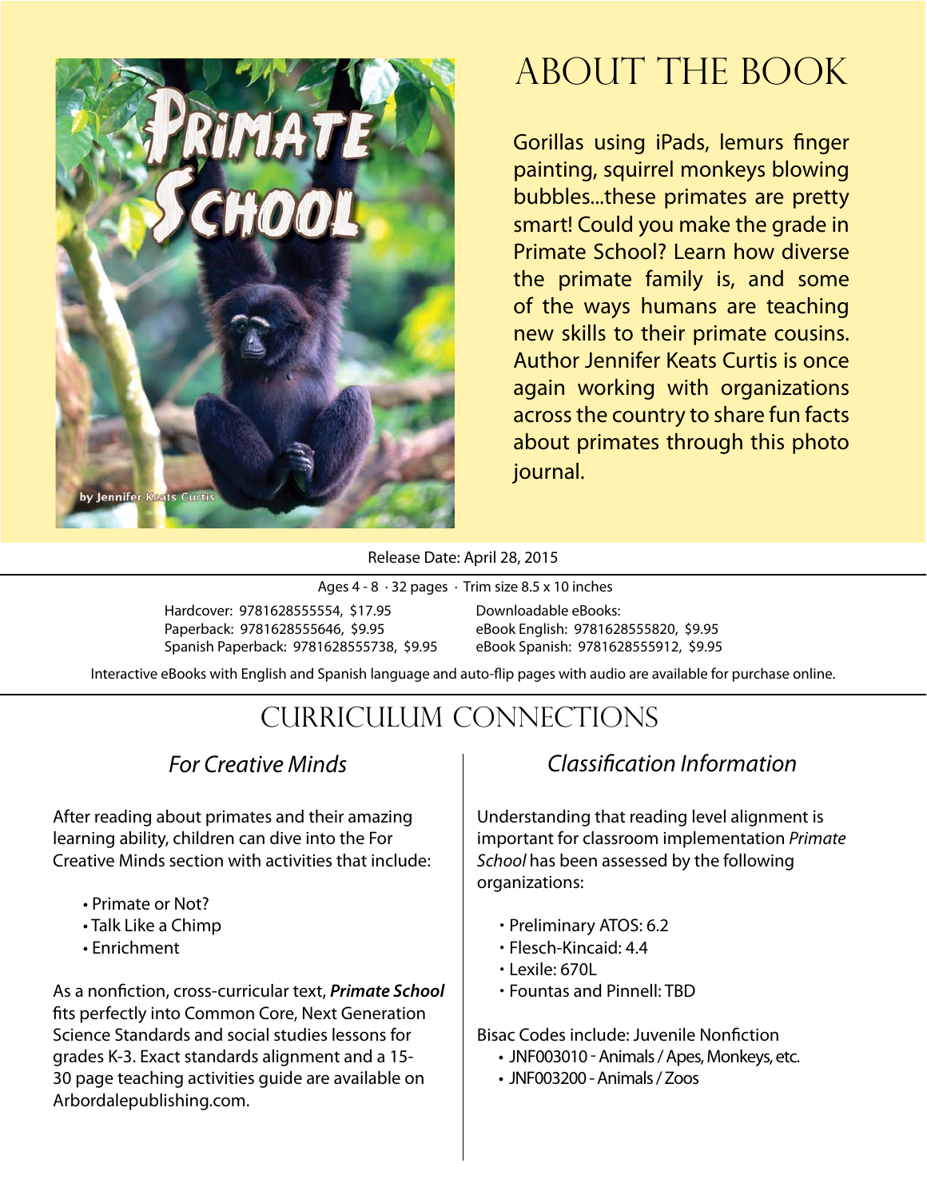# ABOUT THE BOOK

Gorillas using iPads, lemurs finger painting, squirrel monkeys blowing bubbles...these primates are pretty smart! Could you make the grade in Primate School? Learn how diverse the primate family is, and some of the ways humans are teaching new skills to their primate cousins. Author Jennifer Keats Curtis is once again working with organizations across the country to share fun facts about primates through this photo journal.

Release Date: April 28, 2015

Ages 4 - 8 · 32 pages · Trim size 8.5 x 10 inches

Hardcover: 9781628555554, $17.95
Paperback: 9781628555646, $9.95
Spanish Paperback: 9781628555738, $9.95

Downloadable eBooks:
eBook English: 9781628555820, $9.95
eBook Spanish: 9781628555912, $9.95

Interactive eBooks with English and Spanish language and auto-flip pages with audio are available for purchase online.

## CURRICULUM CONNECTIONS

### *For Creative Minds*

After reading about primates and their amazing learning ability, children can dive into the For Creative Minds section with activities that include:

- Primate or Not?
- Talk Like a Chimp
- Enrichment

As a nonfiction, cross-curricular text, ***Primate School*** fits perfectly into Common Core, Next Generation Science Standards and social studies lessons for grades K-3. Exact standards alignment and a 15-30 page teaching activities guide are available on Arbordalepublishing.com.

### *Classification Information*

Understanding that reading level alignment is important for classroom implementation *Primate School* has been assessed by the following organizations:

- Preliminary ATOS: 6.2
- Flesch-Kincaid: 4.4
- Lexile: 670L
- Fountas and Pinnell: TBD

Bisac Codes include: Juvenile Nonfiction

- JNF003010 - Animals / Apes, Monkeys, etc.
- JNF003200 - Animals / Zoos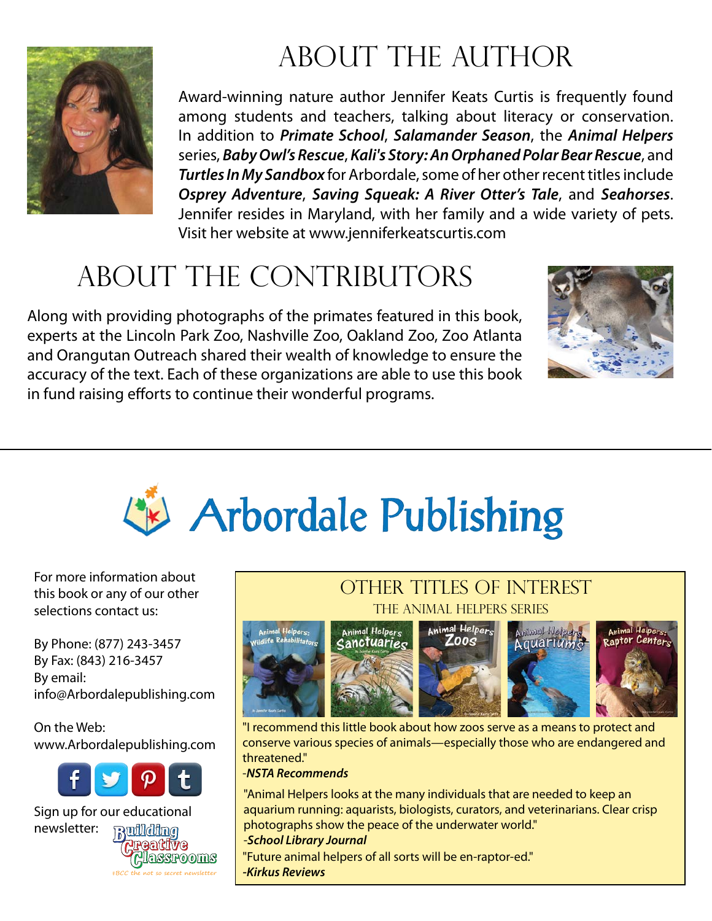# About the Author

Award-winning nature author Jennifer Keats Curtis is frequently found among students and teachers, talking about literacy or conservation. In addition to ***Primate School***, ***Salamander Season***, the ***Animal Helpers*** series, ***Baby Owl's Rescue***, ***Kali's Story: An Orphaned Polar Bear Rescue***, and ***Turtles In My Sandbox*** for Arbordale, some of her other recent titles include ***Osprey Adventure***, ***Saving Squeak: A River Otter's Tale***, and ***Seahorses***. Jennifer resides in Maryland, with her family and a wide variety of pets. Visit her website at www.jenniferkeatscurtis.com

# About the Contributors

Along with providing photographs of the primates featured in this book, experts at the Lincoln Park Zoo, Nashville Zoo, Oakland Zoo, Zoo Atlanta and Orangutan Outreach shared their wealth of knowledge to ensure the accuracy of the text. Each of these organizations are able to use this book in fund raising efforts to continue their wonderful programs.

---

# Arbordale Publishing

For more information about this book or any of our other selections contact us:

By Phone: (877) 243-3457
By Fax: (843) 216-3457
By email: info@Arbordalepublishing.com

On the Web: www.Arbordalepublishing.com

Sign up for our educational newsletter: Building Creative Classrooms
#BCC the not so secret newsletter

## Other Titles of Interest

### The Animal Helpers Series

Animal Helpers: Wildlife Rehabilitators
Animal Helpers: Sanctuaries
Animal Helpers: Zoos
Animal Helpers: Aquariums
Animal Helpers: Raptor Centers

"I recommend this little book about how zoos serve as a means to protect and conserve various species of animals—especially those who are endangered and threatened."
-***NSTA Recommends***

"Animal Helpers looks at the many individuals that are needed to keep an aquarium running: aquarists, biologists, curators, and veterinarians. Clear crisp photographs show the peace of the underwater world."
-***School Library Journal***

"Future animal helpers of all sorts will be en-raptor-ed."
***-Kirkus Reviews***